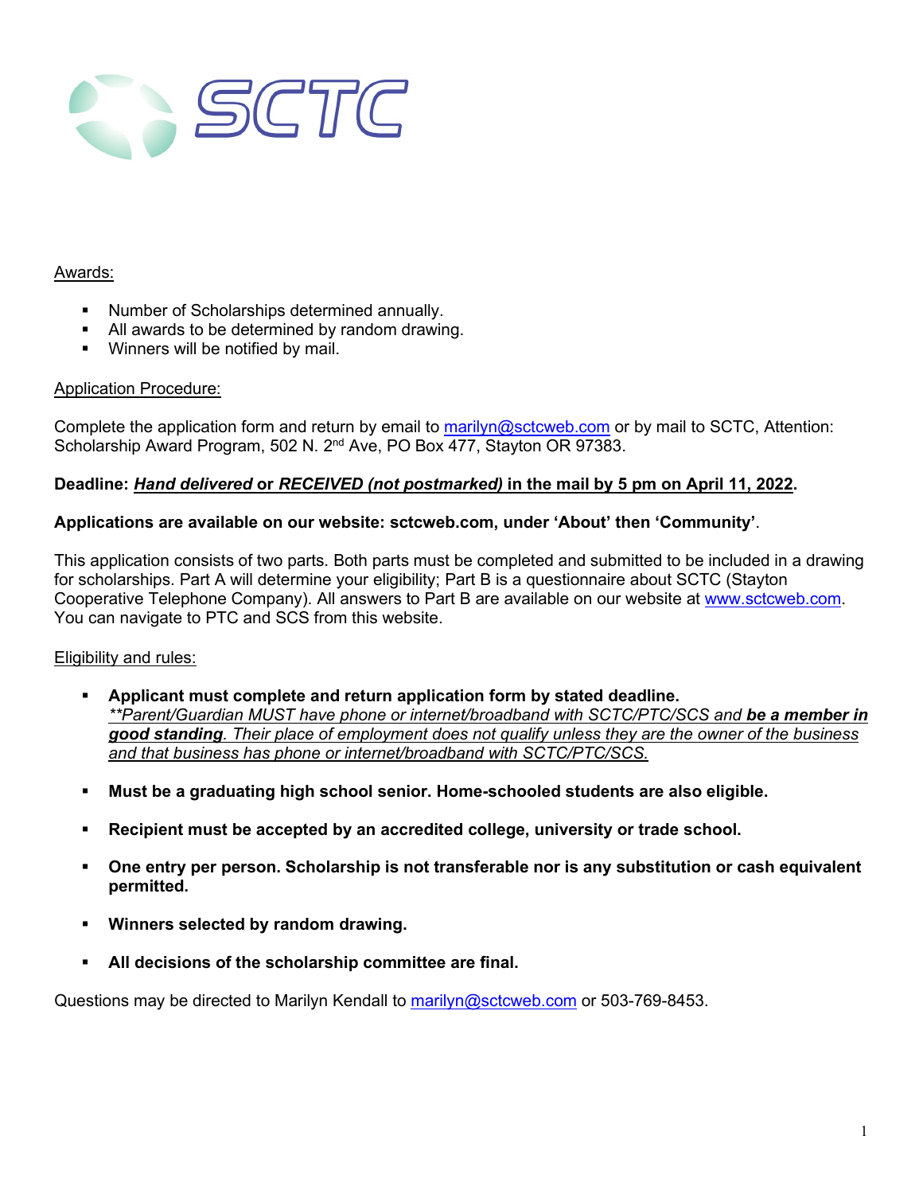# SCTC

Awards:

- Number of Scholarships determined annually.
- All awards to be determined by random drawing.
- Winners will be notified by mail.

Application Procedure:

Complete the application form and return by email to marilyn@sctcweb.com or by mail to SCTC, Attention: Scholarship Award Program, 502 N. 2nd Ave, PO Box 477, Stayton OR 97383.

**Deadline: *Hand delivered* or *RECEIVED (not postmarked)* in the mail by 5 pm on April 11, 2022.**

**Applications are available on our website: sctcweb.com, under 'About' then 'Community'**.

This application consists of two parts. Both parts must be completed and submitted to be included in a drawing for scholarships. Part A will determine your eligibility; Part B is a questionnaire about SCTC (Stayton Cooperative Telephone Company). All answers to Part B are available on our website at www.sctcweb.com. You can navigate to PTC and SCS from this website.

Eligibility and rules:

- **Applicant must complete and return application form by stated deadline.**
  *\*\*Parent/Guardian MUST have phone or internet/broadband with SCTC/PTC/SCS and **be a member in good standing**. Their place of employment does not qualify unless they are the owner of the business and that business has phone or internet/broadband with SCTC/PTC/SCS.*

- **Must be a graduating high school senior. Home-schooled students are also eligible.**

- **Recipient must be accepted by an accredited college, university or trade school.**

- **One entry per person. Scholarship is not transferable nor is any substitution or cash equivalent permitted.**

- **Winners selected by random drawing.**

- **All decisions of the scholarship committee are final.**

Questions may be directed to Marilyn Kendall to marilyn@sctcweb.com or 503-769-8453.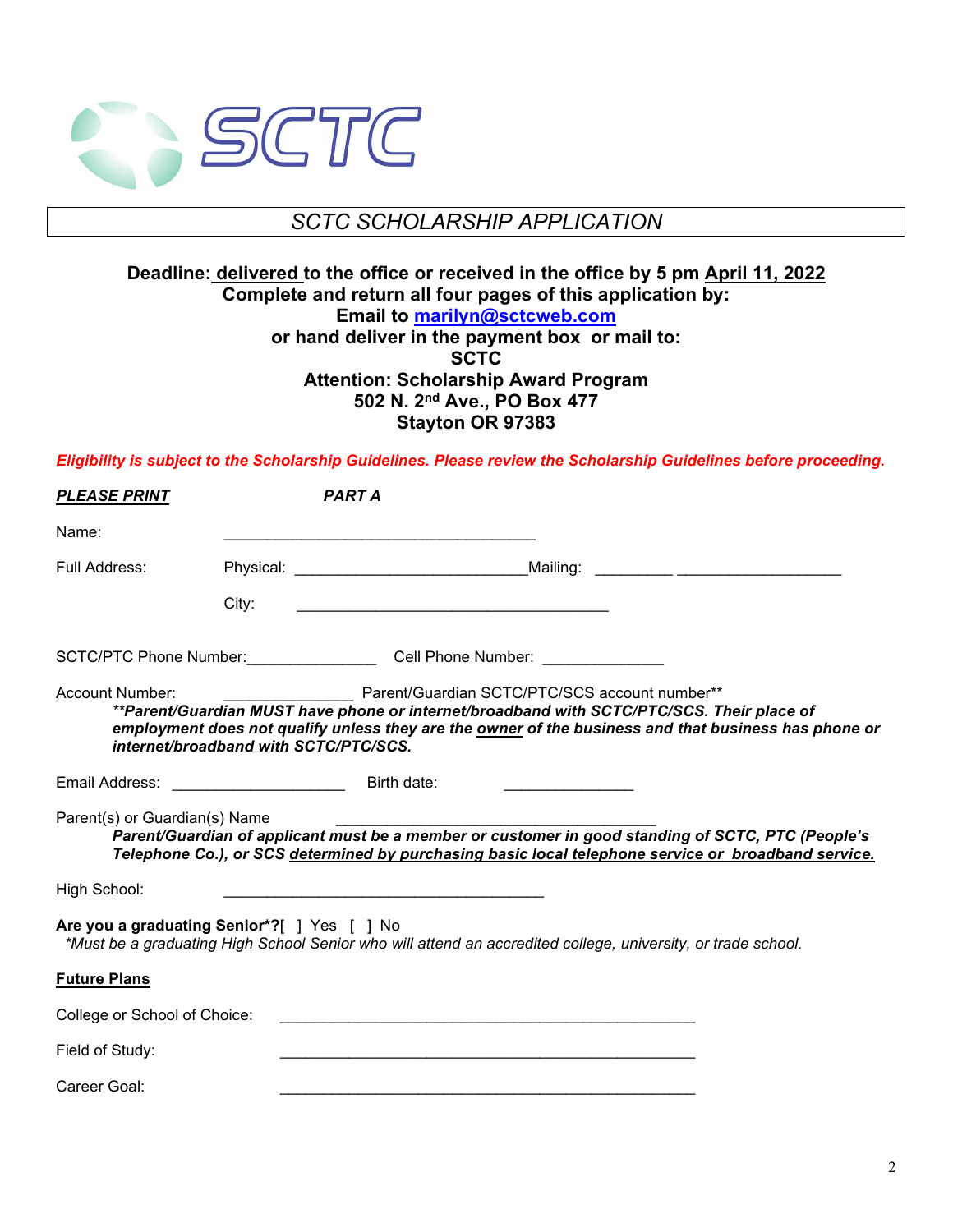SCTC

# SCTC SCHOLARSHIP APPLICATION

**Deadline: delivered to the office or received in the office by 5 pm April 11, 2022**
**Complete and return all four pages of this application by:**
**Email to marilyn@sctcweb.com**
**or hand deliver in the payment box or mail to:**
**SCTC**
**Attention: Scholarship Award Program**
**502 N. 2nd Ave., PO Box 477**
**Stayton OR 97383**

***Eligibility is subject to the Scholarship Guidelines. Please review the Scholarship Guidelines before proceeding.***

***PLEASE PRINT*** ***PART A***

Name: ____________________________________

Full Address: Physical: ___________________________ Mailing: _________ ___________________

City: ____________________________________

SCTC/PTC Phone Number: _______________ Cell Phone Number: ______________

Account Number: _______________ Parent/Guardian SCTC/PTC/SCS account number**

***\*\*Parent/Guardian MUST have phone or internet/broadband with SCTC/PTC/SCS. Their place of employment does not qualify unless they are the owner of the business and that business has phone or internet/broadband with SCTC/PTC/SCS.***

Email Address: ____________________ Birth date: _______________

Parent(s) or Guardian(s) Name ____________________________________

***Parent/Guardian of applicant must be a member or customer in good standing of SCTC, PTC (People's Telephone Co.), or SCS determined by purchasing basic local telephone service or broadband service.***

High School: ____________________________________

**Are you a graduating Senior*?** [ ] Yes [ ] No

*\*Must be a graduating High School Senior who will attend an accredited college, university, or trade school.*

**Future Plans**

College or School of Choice: ________________________________________________

Field of Study: ________________________________________________

Career Goal: ________________________________________________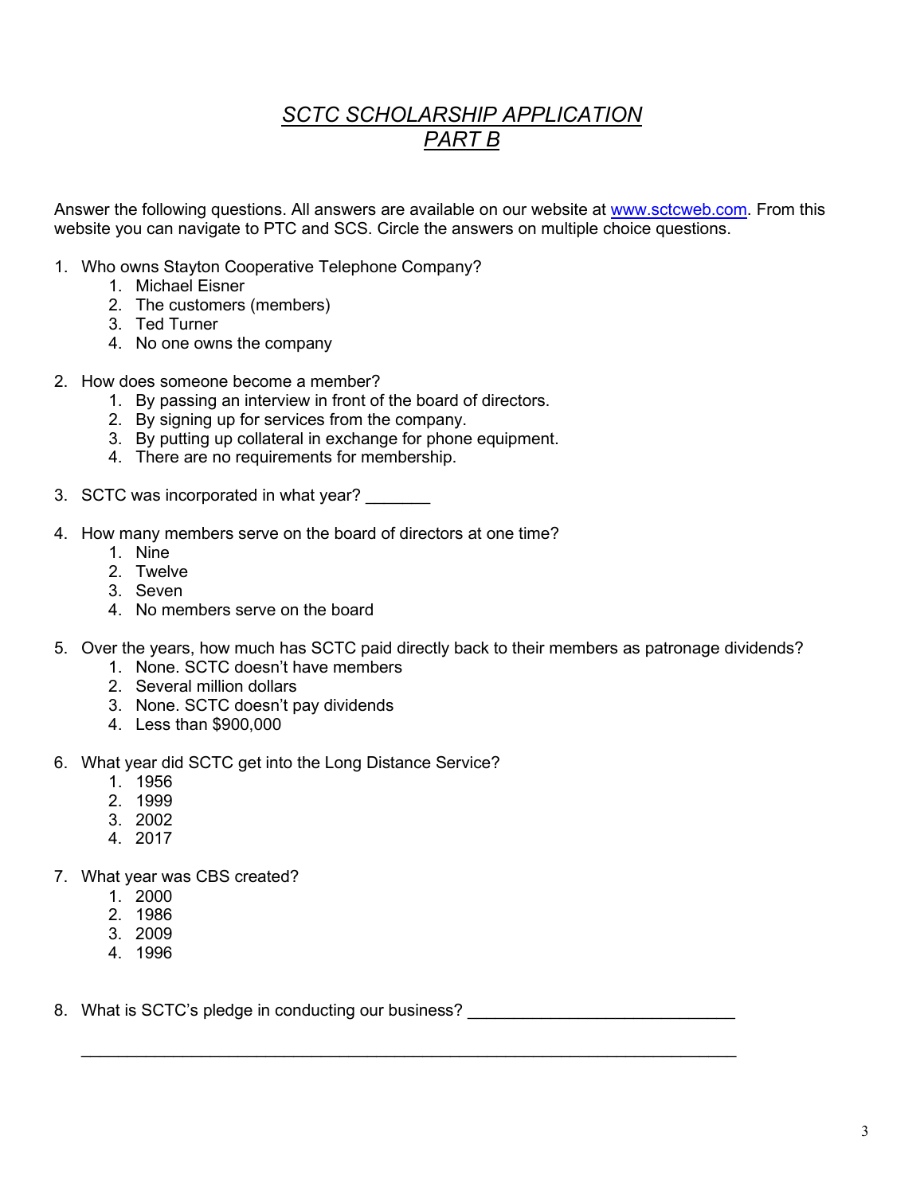# *SCTC SCHOLARSHIP APPLICATION*
# *PART B*

Answer the following questions. All answers are available on our website at www.sctcweb.com. From this website you can navigate to PTC and SCS. Circle the answers on multiple choice questions.

1. Who owns Stayton Cooperative Telephone Company?
    1. Michael Eisner
    2. The customers (members)
    3. Ted Turner
    4. No one owns the company

2. How does someone become a member?
    1. By passing an interview in front of the board of directors.
    2. By signing up for services from the company.
    3. By putting up collateral in exchange for phone equipment.
    4. There are no requirements for membership.

3. SCTC was incorporated in what year? _______

4. How many members serve on the board of directors at one time?
    1. Nine
    2. Twelve
    3. Seven
    4. No members serve on the board

5. Over the years, how much has SCTC paid directly back to their members as patronage dividends?
    1. None. SCTC doesn't have members
    2. Several million dollars
    3. None. SCTC doesn't pay dividends
    4. Less than $900,000

6. What year did SCTC get into the Long Distance Service?
    1. 1956
    2. 1999
    3. 2002
    4. 2017

7. What year was CBS created?
    1. 2000
    2. 1986
    3. 2009
    4. 1996

8. What is SCTC's pledge in conducting our business? _____________________________

    _________________________________________________________________________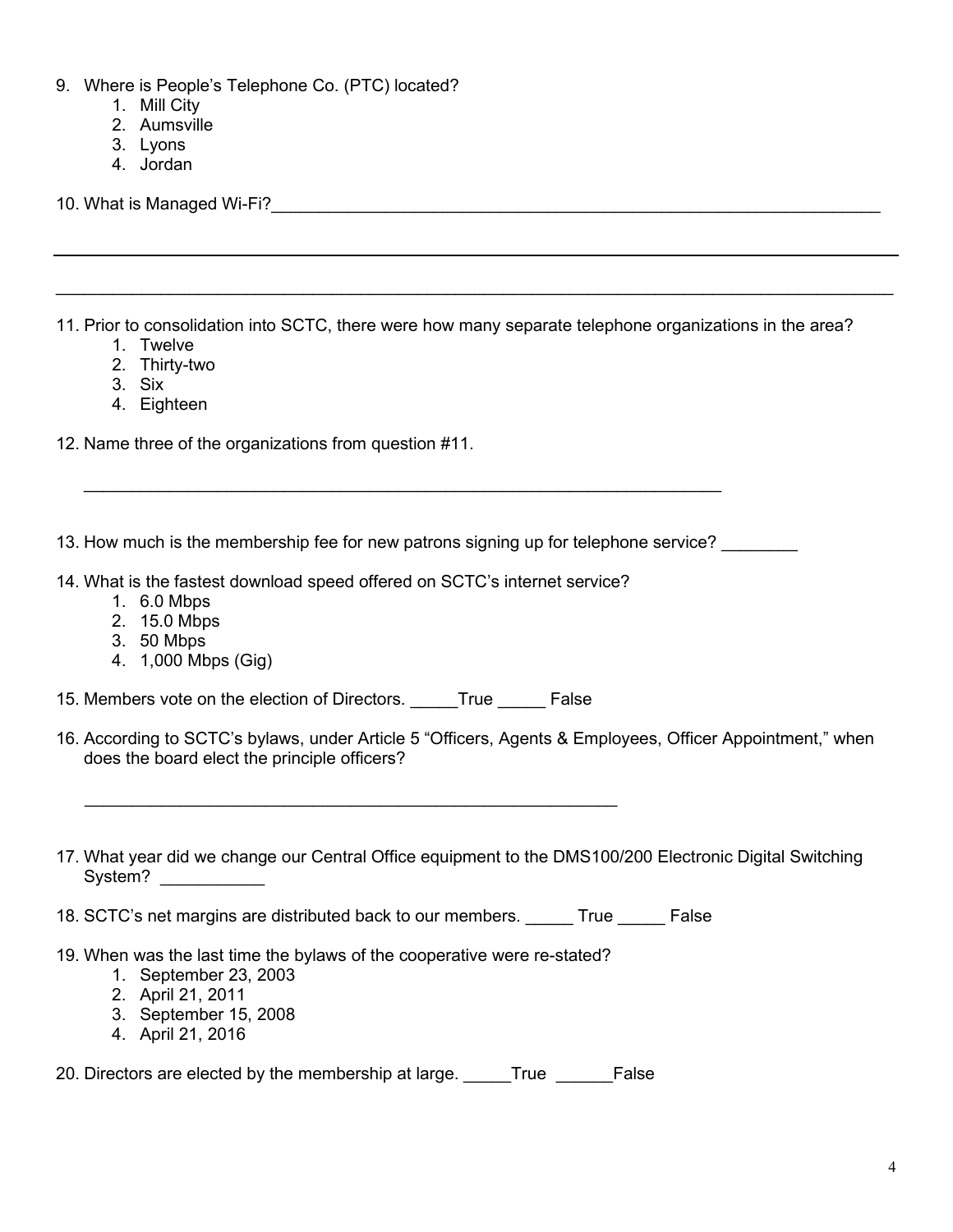9. Where is People's Telephone Co. (PTC) located?
    1. Mill City
    2. Aumsville
    3. Lyons
    4. Jordan

10. What is Managed Wi-Fi?_____________________________________________________________________

_____________________________________________________________________________________________

_____________________________________________________________________________________________

11. Prior to consolidation into SCTC, there were how many separate telephone organizations in the area?
    1. Twelve
    2. Thirty-two
    3. Six
    4. Eighteen

12. Name three of the organizations from question #11.

    _____________________________________________________________________

13. How much is the membership fee for new patrons signing up for telephone service? ________

14. What is the fastest download speed offered on SCTC's internet service?
    1. 6.0 Mbps
    2. 15.0 Mbps
    3. 50 Mbps
    4. 1,000 Mbps (Gig)

15. Members vote on the election of Directors. _____True _____ False

16. According to SCTC's bylaws, under Article 5 "Officers, Agents & Employees, Officer Appointment," when does the board elect the principle officers?

    __________________________________________________________

17. What year did we change our Central Office equipment to the DMS100/200 Electronic Digital Switching System? ___________

18. SCTC's net margins are distributed back to our members. _____ True _____ False

19. When was the last time the bylaws of the cooperative were re-stated?
    1. September 23, 2003
    2. April 21, 2011
    3. September 15, 2008
    4. April 21, 2016

20. Directors are elected by the membership at large. _____True ______False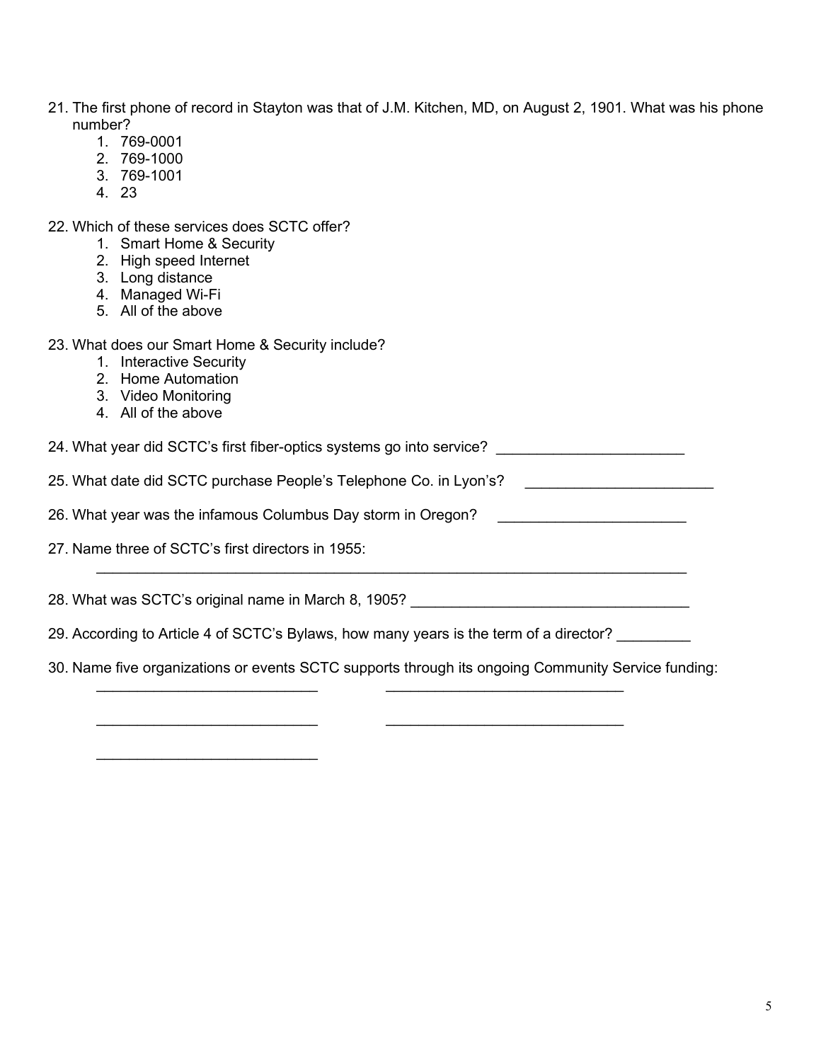21. The first phone of record in Stayton was that of J.M. Kitchen, MD, on August 2, 1901. What was his phone number?
    1. 769-0001
    2. 769-1000
    3. 769-1001
    4. 23

22. Which of these services does SCTC offer?
    1. Smart Home & Security
    2. High speed Internet
    3. Long distance
    4. Managed Wi-Fi
    5. All of the above

23. What does our Smart Home & Security include?
    1. Interactive Security
    2. Home Automation
    3. Video Monitoring
    4. All of the above

24. What year did SCTC's first fiber-optics systems go into service? _______________________

25. What date did SCTC purchase People's Telephone Co. in Lyon's? _______________________

26. What year was the infamous Columbus Day storm in Oregon? _______________________

27. Name three of SCTC's first directors in 1955:

    ___________________________________________________________________________

28. What was SCTC's original name in March 8, 1905? __________________________________

29. According to Article 4 of SCTC's Bylaws, how many years is the term of a director? _________

30. Name five organizations or events SCTC supports through its ongoing Community Service funding:

    ___________________________ ______________________________

    ___________________________ ______________________________

    ___________________________